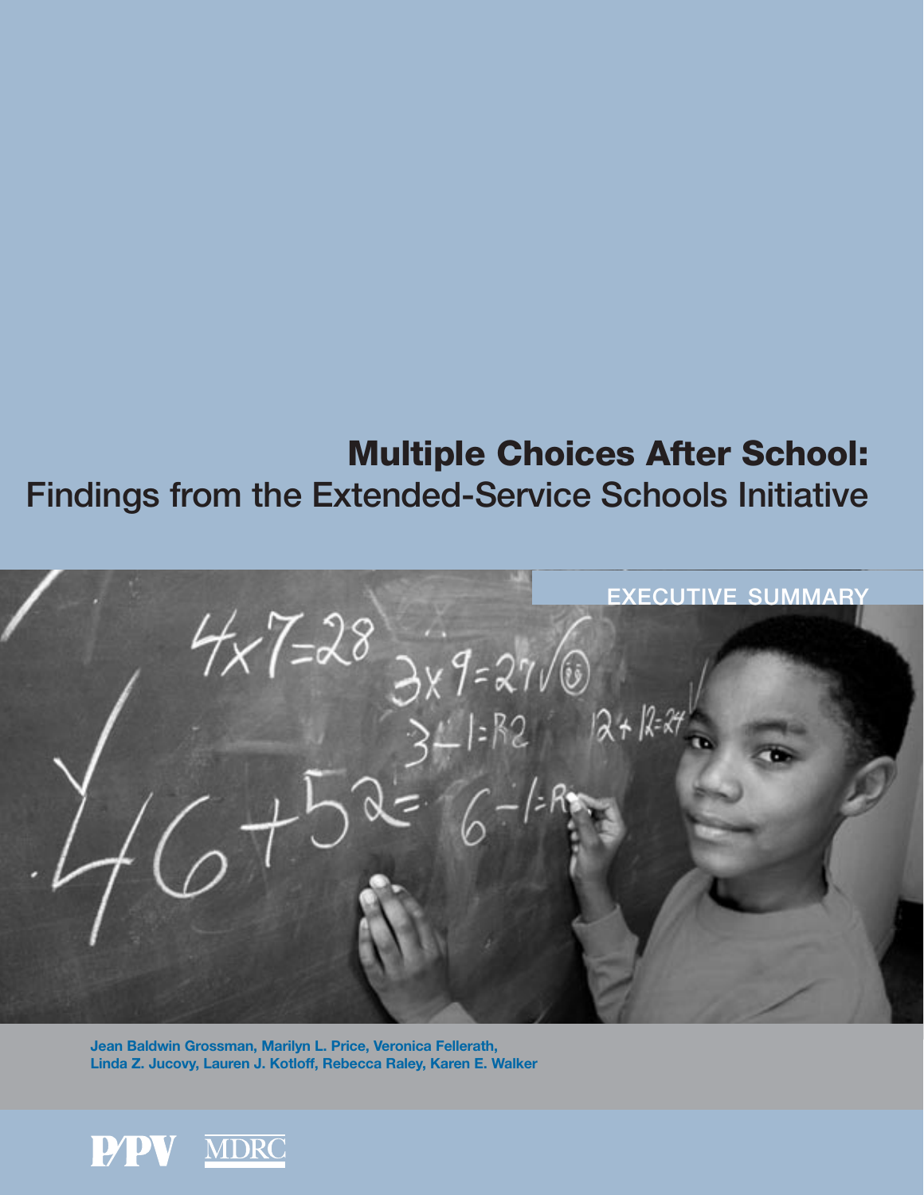# Multiple Choices After School:
## Findings from the Extended-Service Schools Initiative

EXECUTIVE SUMMARY

**Jean Baldwin Grossman, Marilyn L. Price, Veronica Fellerath, Linda Z. Jucovy, Lauren J. Kotloff, Rebecca Raley, Karen E. Walker**

P/PV MDRC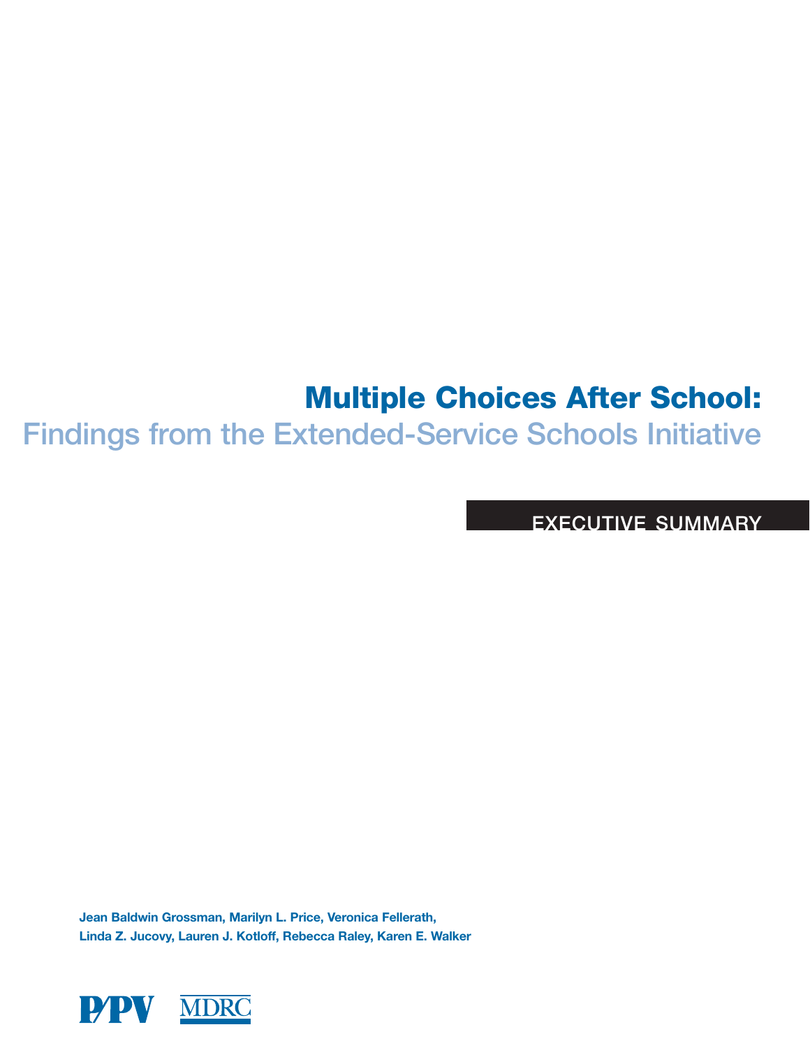# Multiple Choices After School:

## Findings from the Extended-Service Schools Initiative

EXECUTIVE SUMMARY

**Jean Baldwin Grossman, Marilyn L. Price, Veronica Fellerath, Linda Z. Jucovy, Lauren J. Kotloff, Rebecca Raley, Karen E. Walker**

P/PV MDRC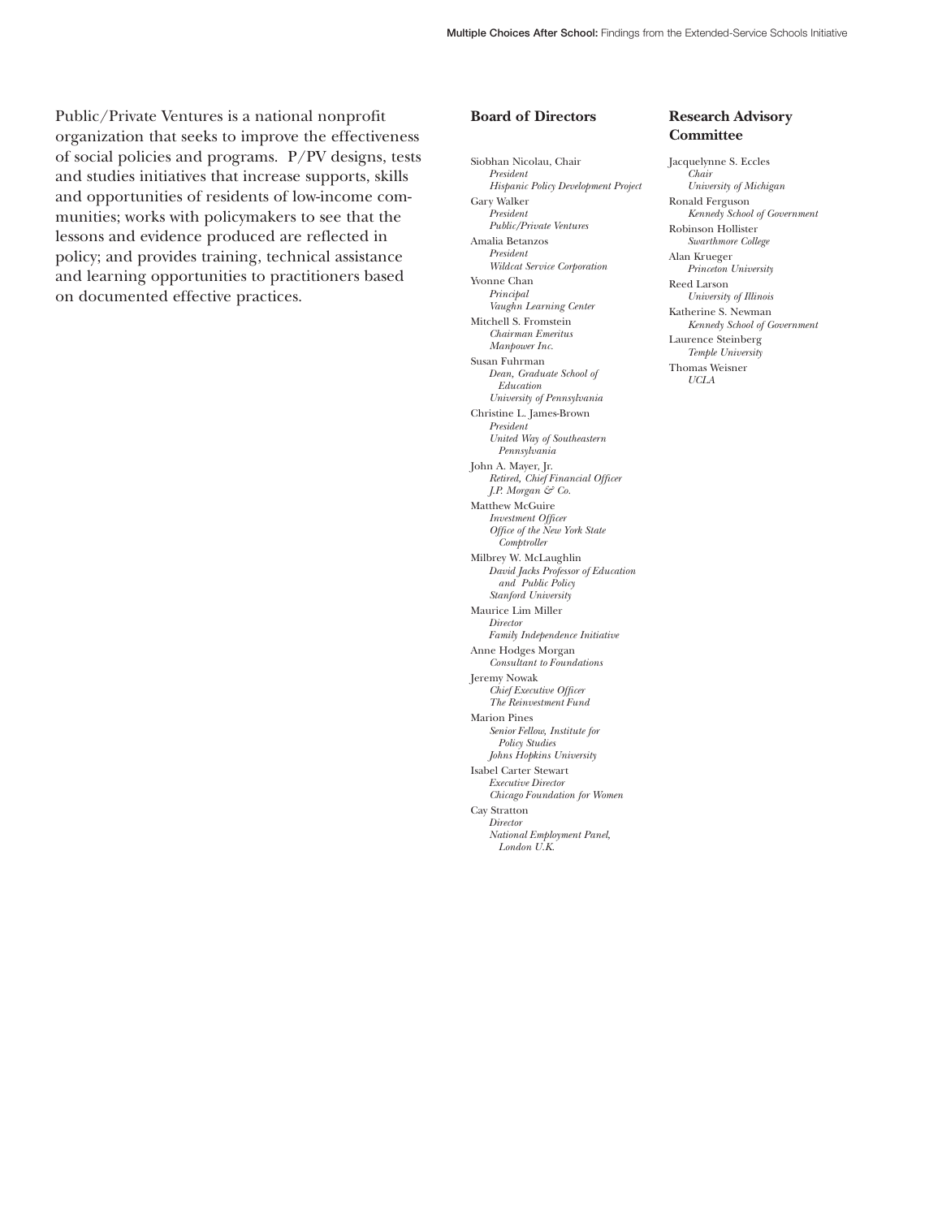Public/Private Ventures is a national nonprofit organization that seeks to improve the effectiveness of social policies and programs. P/PV designs, tests and studies initiatives that increase supports, skills and opportunities of residents of low-income communities; works with policymakers to see that the lessons and evidence produced are reflected in policy; and provides training, technical assistance and learning opportunities to practitioners based on documented effective practices.

### Board of Directors

Siobhan Nicolau, Chair
*President*
*Hispanic Policy Development Project*

Gary Walker
*President*
*Public/Private Ventures*

Amalia Betanzos
*President*
*Wildcat Service Corporation*

Yvonne Chan
*Principal*
*Vaughn Learning Center*

Mitchell S. Fromstein
*Chairman Emeritus*
*Manpower Inc.*

Susan Fuhrman
*Dean, Graduate School of Education*
*University of Pennsylvania*

Christine L. James-Brown
*President*
*United Way of Southeastern Pennsylvania*

John A. Mayer, Jr.
*Retired, Chief Financial Officer*
*J.P. Morgan & Co.*

Matthew McGuire
*Investment Officer*
*Office of the New York State Comptroller*

Milbrey W. McLaughlin
*David Jacks Professor of Education and Public Policy*
*Stanford University*

Maurice Lim Miller
*Director*
*Family Independence Initiative*

Anne Hodges Morgan
*Consultant to Foundations*

Jeremy Nowak
*Chief Executive Officer*
*The Reinvestment Fund*

Marion Pines
*Senior Fellow, Institute for Policy Studies*
*Johns Hopkins University*

Isabel Carter Stewart
*Executive Director*
*Chicago Foundation for Women*

Cay Stratton
*Director*
*National Employment Panel, London U.K.*

### Research Advisory Committee

Jacquelynne S. Eccles
*Chair*
*University of Michigan*

Ronald Ferguson
*Kennedy School of Government*

Robinson Hollister
*Swarthmore College*

Alan Krueger
*Princeton University*

Reed Larson
*University of Illinois*

Katherine S. Newman
*Kennedy School of Government*

Laurence Steinberg
*Temple University*

Thomas Weisner
*UCLA*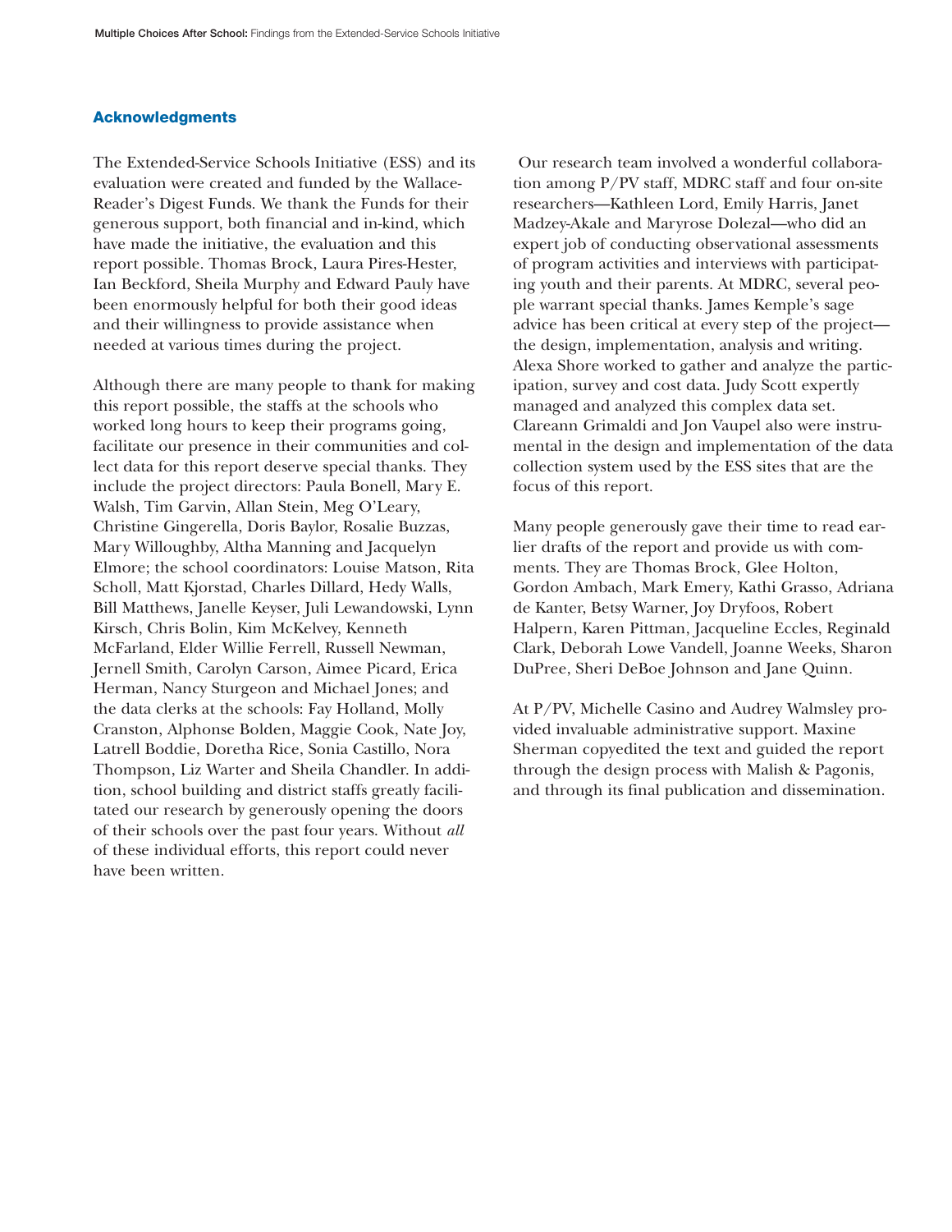## Acknowledgments

The Extended-Service Schools Initiative (ESS) and its evaluation were created and funded by the Wallace-Reader's Digest Funds. We thank the Funds for their generous support, both financial and in-kind, which have made the initiative, the evaluation and this report possible. Thomas Brock, Laura Pires-Hester, Ian Beckford, Sheila Murphy and Edward Pauly have been enormously helpful for both their good ideas and their willingness to provide assistance when needed at various times during the project.

Although there are many people to thank for making this report possible, the staffs at the schools who worked long hours to keep their programs going, facilitate our presence in their communities and collect data for this report deserve special thanks. They include the project directors: Paula Bonell, Mary E. Walsh, Tim Garvin, Allan Stein, Meg O'Leary, Christine Gingerella, Doris Baylor, Rosalie Buzzas, Mary Willoughby, Altha Manning and Jacquelyn Elmore; the school coordinators: Louise Matson, Rita Scholl, Matt Kjorstad, Charles Dillard, Hedy Walls, Bill Matthews, Janelle Keyser, Juli Lewandowski, Lynn Kirsch, Chris Bolin, Kim McKelvey, Kenneth McFarland, Elder Willie Ferrell, Russell Newman, Jernell Smith, Carolyn Carson, Aimee Picard, Erica Herman, Nancy Sturgeon and Michael Jones; and the data clerks at the schools: Fay Holland, Molly Cranston, Alphonse Bolden, Maggie Cook, Nate Joy, Latrell Boddie, Doretha Rice, Sonia Castillo, Nora Thompson, Liz Warter and Sheila Chandler. In addition, school building and district staffs greatly facilitated our research by generously opening the doors of their schools over the past four years. Without *all* of these individual efforts, this report could never have been written.

Our research team involved a wonderful collaboration among P/PV staff, MDRC staff and four on-site researchers—Kathleen Lord, Emily Harris, Janet Madzey-Akale and Maryrose Dolezal—who did an expert job of conducting observational assessments of program activities and interviews with participating youth and their parents. At MDRC, several people warrant special thanks. James Kemple's sage advice has been critical at every step of the project—the design, implementation, analysis and writing. Alexa Shore worked to gather and analyze the participation, survey and cost data. Judy Scott expertly managed and analyzed this complex data set. Clareann Grimaldi and Jon Vaupel also were instrumental in the design and implementation of the data collection system used by the ESS sites that are the focus of this report.

Many people generously gave their time to read earlier drafts of the report and provide us with comments. They are Thomas Brock, Glee Holton, Gordon Ambach, Mark Emery, Kathi Grasso, Adriana de Kanter, Betsy Warner, Joy Dryfoos, Robert Halpern, Karen Pittman, Jacqueline Eccles, Reginald Clark, Deborah Lowe Vandell, Joanne Weeks, Sharon DuPree, Sheri DeBoe Johnson and Jane Quinn.

At P/PV, Michelle Casino and Audrey Walmsley provided invaluable administrative support. Maxine Sherman copyedited the text and guided the report through the design process with Malish & Pagonis, and through its final publication and dissemination.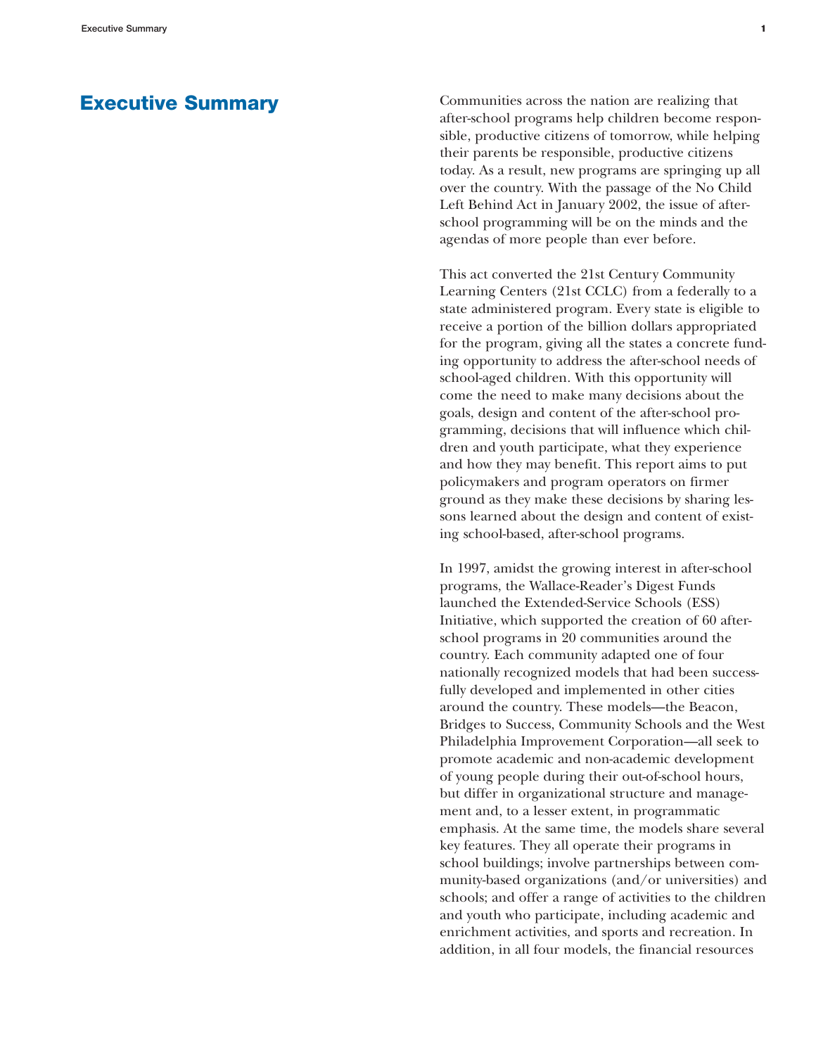# Executive Summary

Communities across the nation are realizing that after-school programs help children become responsible, productive citizens of tomorrow, while helping their parents be responsible, productive citizens today. As a result, new programs are springing up all over the country. With the passage of the No Child Left Behind Act in January 2002, the issue of after-school programming will be on the minds and the agendas of more people than ever before.

This act converted the 21st Century Community Learning Centers (21st CCLC) from a federally to a state administered program. Every state is eligible to receive a portion of the billion dollars appropriated for the program, giving all the states a concrete funding opportunity to address the after-school needs of school-aged children. With this opportunity will come the need to make many decisions about the goals, design and content of the after-school programming, decisions that will influence which children and youth participate, what they experience and how they may benefit. This report aims to put policymakers and program operators on firmer ground as they make these decisions by sharing lessons learned about the design and content of existing school-based, after-school programs.

In 1997, amidst the growing interest in after-school programs, the Wallace-Reader's Digest Funds launched the Extended-Service Schools (ESS) Initiative, which supported the creation of 60 after-school programs in 20 communities around the country. Each community adapted one of four nationally recognized models that had been successfully developed and implemented in other cities around the country. These models—the Beacon, Bridges to Success, Community Schools and the West Philadelphia Improvement Corporation—all seek to promote academic and non-academic development of young people during their out-of-school hours, but differ in organizational structure and management and, to a lesser extent, in programmatic emphasis. At the same time, the models share several key features. They all operate their programs in school buildings; involve partnerships between community-based organizations (and/or universities) and schools; and offer a range of activities to the children and youth who participate, including academic and enrichment activities, and sports and recreation. In addition, in all four models, the financial resources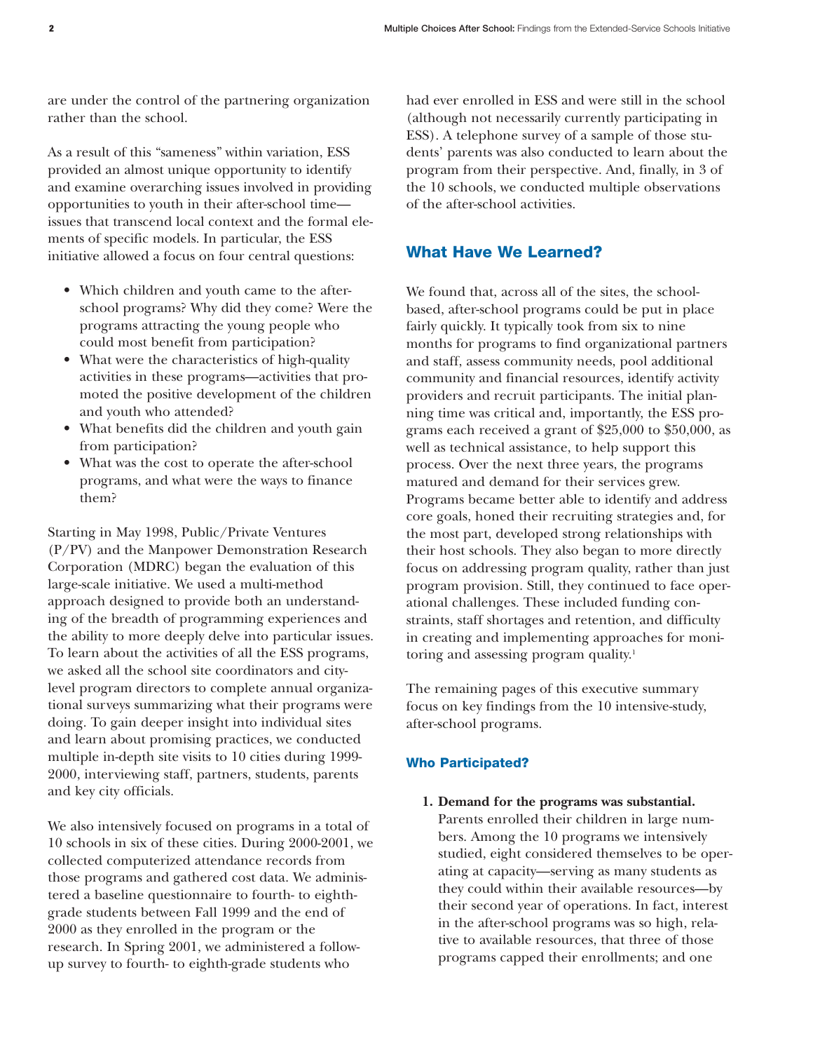are under the control of the partnering organization rather than the school.

As a result of this "sameness" within variation, ESS provided an almost unique opportunity to identify and examine overarching issues involved in providing opportunities to youth in their after-school time—issues that transcend local context and the formal elements of specific models. In particular, the ESS initiative allowed a focus on four central questions:

- Which children and youth came to the after-school programs? Why did they come? Were the programs attracting the young people who could most benefit from participation?
- What were the characteristics of high-quality activities in these programs—activities that promoted the positive development of the children and youth who attended?
- What benefits did the children and youth gain from participation?
- What was the cost to operate the after-school programs, and what were the ways to finance them?

Starting in May 1998, Public/Private Ventures (P/PV) and the Manpower Demonstration Research Corporation (MDRC) began the evaluation of this large-scale initiative. We used a multi-method approach designed to provide both an understanding of the breadth of programming experiences and the ability to more deeply delve into particular issues. To learn about the activities of all the ESS programs, we asked all the school site coordinators and city-level program directors to complete annual organizational surveys summarizing what their programs were doing. To gain deeper insight into individual sites and learn about promising practices, we conducted multiple in-depth site visits to 10 cities during 1999-2000, interviewing staff, partners, students, parents and key city officials.

We also intensively focused on programs in a total of 10 schools in six of these cities. During 2000-2001, we collected computerized attendance records from those programs and gathered cost data. We administered a baseline questionnaire to fourth- to eighth-grade students between Fall 1999 and the end of 2000 as they enrolled in the program or the research. In Spring 2001, we administered a follow-up survey to fourth- to eighth-grade students who had ever enrolled in ESS and were still in the school (although not necessarily currently participating in ESS). A telephone survey of a sample of those students' parents was also conducted to learn about the program from their perspective. And, finally, in 3 of the 10 schools, we conducted multiple observations of the after-school activities.

## What Have We Learned?

We found that, across all of the sites, the school-based, after-school programs could be put in place fairly quickly. It typically took from six to nine months for programs to find organizational partners and staff, assess community needs, pool additional community and financial resources, identify activity providers and recruit participants. The initial planning time was critical and, importantly, the ESS programs each received a grant of $25,000 to $50,000, as well as technical assistance, to help support this process. Over the next three years, the programs matured and demand for their services grew. Programs became better able to identify and address core goals, honed their recruiting strategies and, for the most part, developed strong relationships with their host schools. They also began to more directly focus on addressing program quality, rather than just program provision. Still, they continued to face operational challenges. These included funding constraints, staff shortages and retention, and difficulty in creating and implementing approaches for monitoring and assessing program quality.[1]

The remaining pages of this executive summary focus on key findings from the 10 intensive-study, after-school programs.

### Who Participated?

1. **Demand for the programs was substantial.** Parents enrolled their children in large numbers. Among the 10 programs we intensively studied, eight considered themselves to be operating at capacity—serving as many students as they could within their available resources—by their second year of operations. In fact, interest in the after-school programs was so high, relative to available resources, that three of those programs capped their enrollments; and one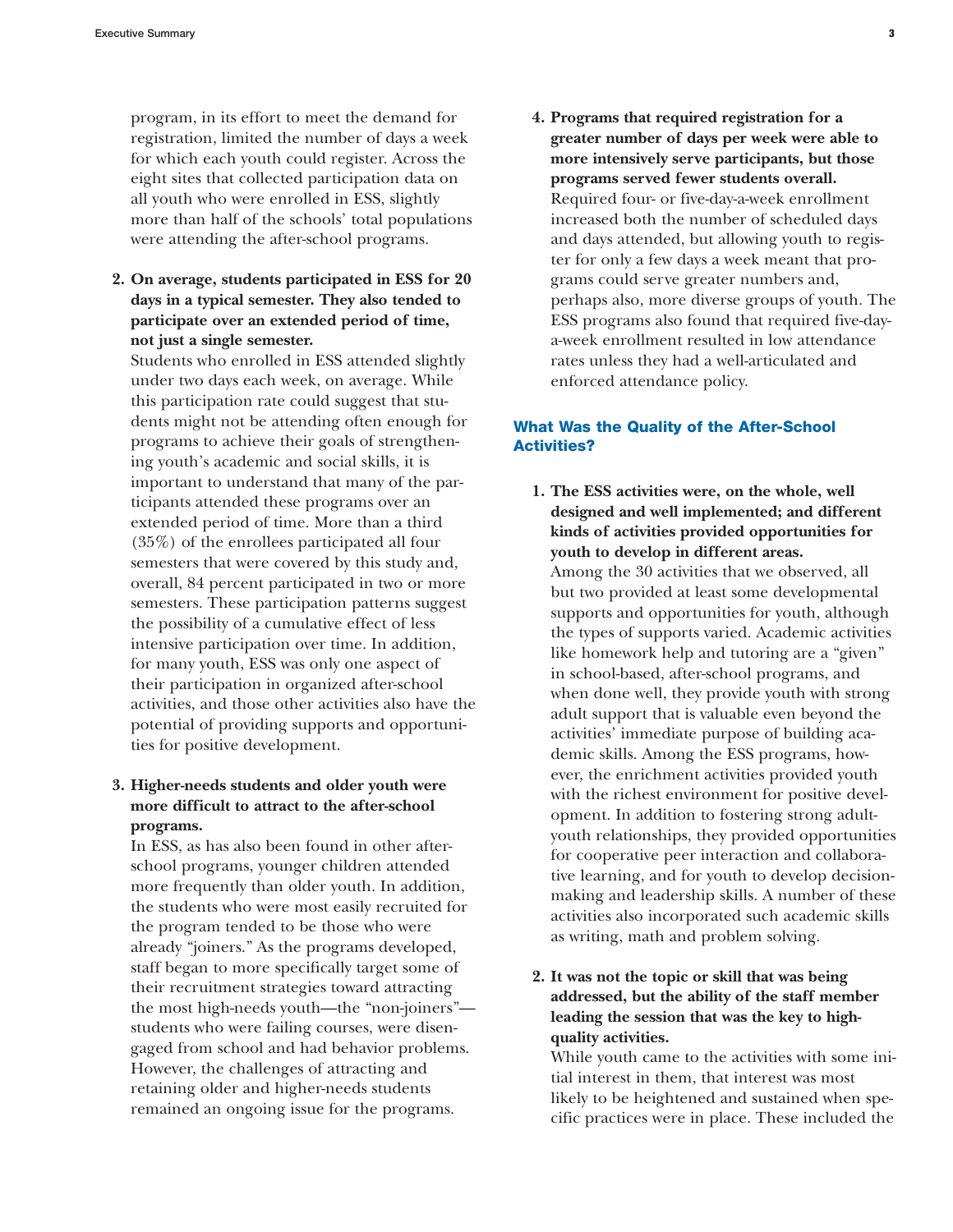program, in its effort to meet the demand for registration, limited the number of days a week for which each youth could register. Across the eight sites that collected participation data on all youth who were enrolled in ESS, slightly more than half of the schools' total populations were attending the after-school programs.

2. **On average, students participated in ESS for 20 days in a typical semester. They also tended to participate over an extended period of time, not just a single semester.**
   Students who enrolled in ESS attended slightly under two days each week, on average. While this participation rate could suggest that students might not be attending often enough for programs to achieve their goals of strengthening youth's academic and social skills, it is important to understand that many of the participants attended these programs over an extended period of time. More than a third (35%) of the enrollees participated all four semesters that were covered by this study and, overall, 84 percent participated in two or more semesters. These participation patterns suggest the possibility of a cumulative effect of less intensive participation over time. In addition, for many youth, ESS was only one aspect of their participation in organized after-school activities, and those other activities also have the potential of providing supports and opportunities for positive development.

3. **Higher-needs students and older youth were more difficult to attract to the after-school programs.**
   In ESS, as has also been found in other after-school programs, younger children attended more frequently than older youth. In addition, the students who were most easily recruited for the program tended to be those who were already "joiners." As the programs developed, staff began to more specifically target some of their recruitment strategies toward attracting the most high-needs youth—the "non-joiners"—students who were failing courses, were disengaged from school and had behavior problems. However, the challenges of attracting and retaining older and higher-needs students remained an ongoing issue for the programs.

4. **Programs that required registration for a greater number of days per week were able to more intensively serve participants, but those programs served fewer students overall.**
   Required four- or five-day-a-week enrollment increased both the number of scheduled days and days attended, but allowing youth to register for only a few days a week meant that programs could serve greater numbers and, perhaps also, more diverse groups of youth. The ESS programs also found that required five-day-a-week enrollment resulted in low attendance rates unless they had a well-articulated and enforced attendance policy.

### What Was the Quality of the After-School Activities?

1. **The ESS activities were, on the whole, well designed and well implemented; and different kinds of activities provided opportunities for youth to develop in different areas.**
   Among the 30 activities that we observed, all but two provided at least some developmental supports and opportunities for youth, although the types of supports varied. Academic activities like homework help and tutoring are a "given" in school-based, after-school programs, and when done well, they provide youth with strong adult support that is valuable even beyond the activities' immediate purpose of building academic skills. Among the ESS programs, however, the enrichment activities provided youth with the richest environment for positive development. In addition to fostering strong adult-youth relationships, they provided opportunities for cooperative peer interaction and collaborative learning, and for youth to develop decision-making and leadership skills. A number of these activities also incorporated such academic skills as writing, math and problem solving.

2. **It was not the topic or skill that was being addressed, but the ability of the staff member leading the session that was the key to high-quality activities.**
   While youth came to the activities with some initial interest in them, that interest was most likely to be heightened and sustained when specific practices were in place. These included the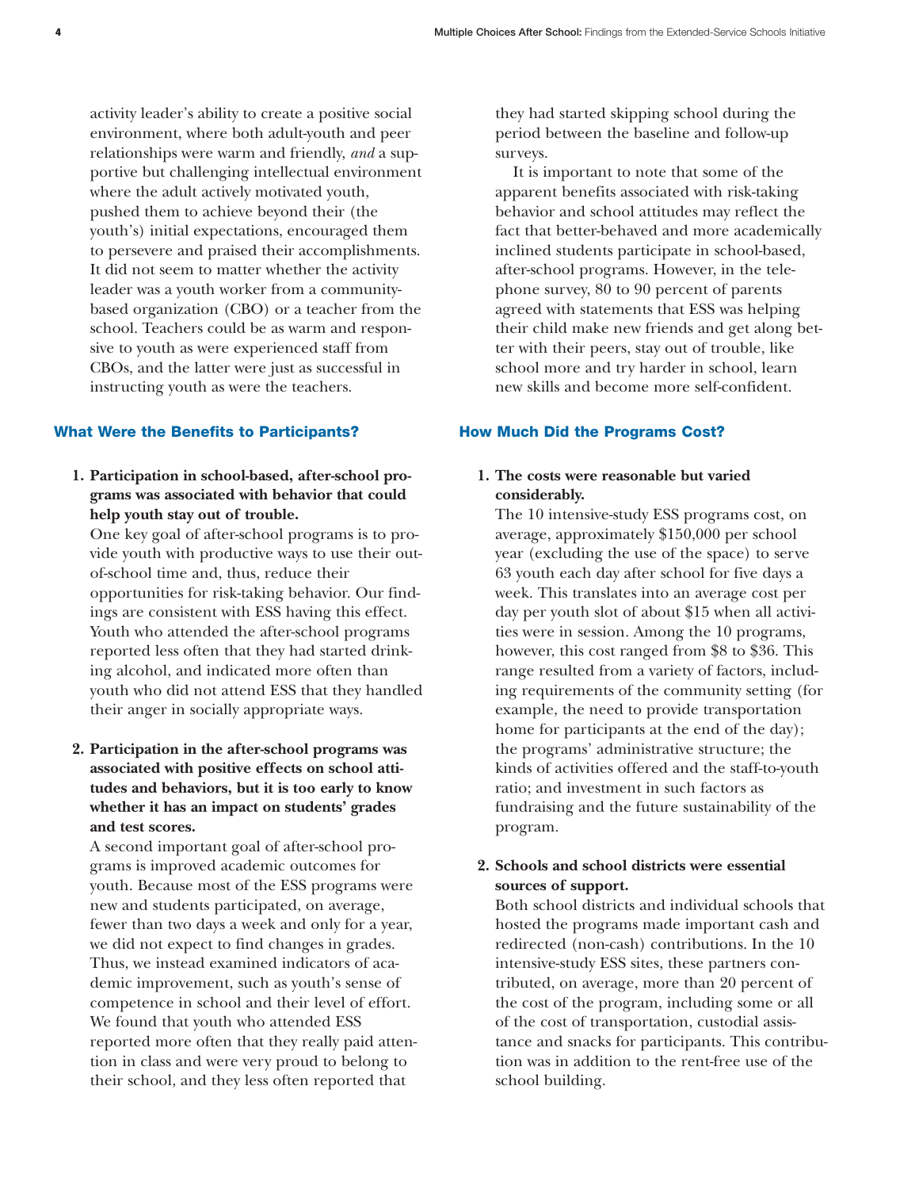activity leader's ability to create a positive social environment, where both adult-youth and peer relationships were warm and friendly, *and* a supportive but challenging intellectual environment where the adult actively motivated youth, pushed them to achieve beyond their (the youth's) initial expectations, encouraged them to persevere and praised their accomplishments. It did not seem to matter whether the activity leader was a youth worker from a community-based organization (CBO) or a teacher from the school. Teachers could be as warm and responsive to youth as were experienced staff from CBOs, and the latter were just as successful in instructing youth as were the teachers.

### What Were the Benefits to Participants?

1. **Participation in school-based, after-school programs was associated with behavior that could help youth stay out of trouble.**
   One key goal of after-school programs is to provide youth with productive ways to use their out-of-school time and, thus, reduce their opportunities for risk-taking behavior. Our findings are consistent with ESS having this effect. Youth who attended the after-school programs reported less often that they had started drinking alcohol, and indicated more often than youth who did not attend ESS that they handled their anger in socially appropriate ways.

2. **Participation in the after-school programs was associated with positive effects on school attitudes and behaviors, but it is too early to know whether it has an impact on students' grades and test scores.**
   A second important goal of after-school programs is improved academic outcomes for youth. Because most of the ESS programs were new and students participated, on average, fewer than two days a week and only for a year, we did not expect to find changes in grades. Thus, we instead examined indicators of academic improvement, such as youth's sense of competence in school and their level of effort. We found that youth who attended ESS reported more often that they really paid attention in class and were very proud to belong to their school, and they less often reported that they had started skipping school during the period between the baseline and follow-up surveys.

   It is important to note that some of the apparent benefits associated with risk-taking behavior and school attitudes may reflect the fact that better-behaved and more academically inclined students participate in school-based, after-school programs. However, in the telephone survey, 80 to 90 percent of parents agreed with statements that ESS was helping their child make new friends and get along better with their peers, stay out of trouble, like school more and try harder in school, learn new skills and become more self-confident.

### How Much Did the Programs Cost?

1. **The costs were reasonable but varied considerably.**
   The 10 intensive-study ESS programs cost, on average, approximately $150,000 per school year (excluding the use of the space) to serve 63 youth each day after school for five days a week. This translates into an average cost per day per youth slot of about $15 when all activities were in session. Among the 10 programs, however, this cost ranged from $8 to $36. This range resulted from a variety of factors, including requirements of the community setting (for example, the need to provide transportation home for participants at the end of the day); the programs' administrative structure; the kinds of activities offered and the staff-to-youth ratio; and investment in such factors as fundraising and the future sustainability of the program.

2. **Schools and school districts were essential sources of support.**
   Both school districts and individual schools that hosted the programs made important cash and redirected (non-cash) contributions. In the 10 intensive-study ESS sites, these partners contributed, on average, more than 20 percent of the cost of the program, including some or all of the cost of transportation, custodial assistance and snacks for participants. This contribution was in addition to the rent-free use of the school building.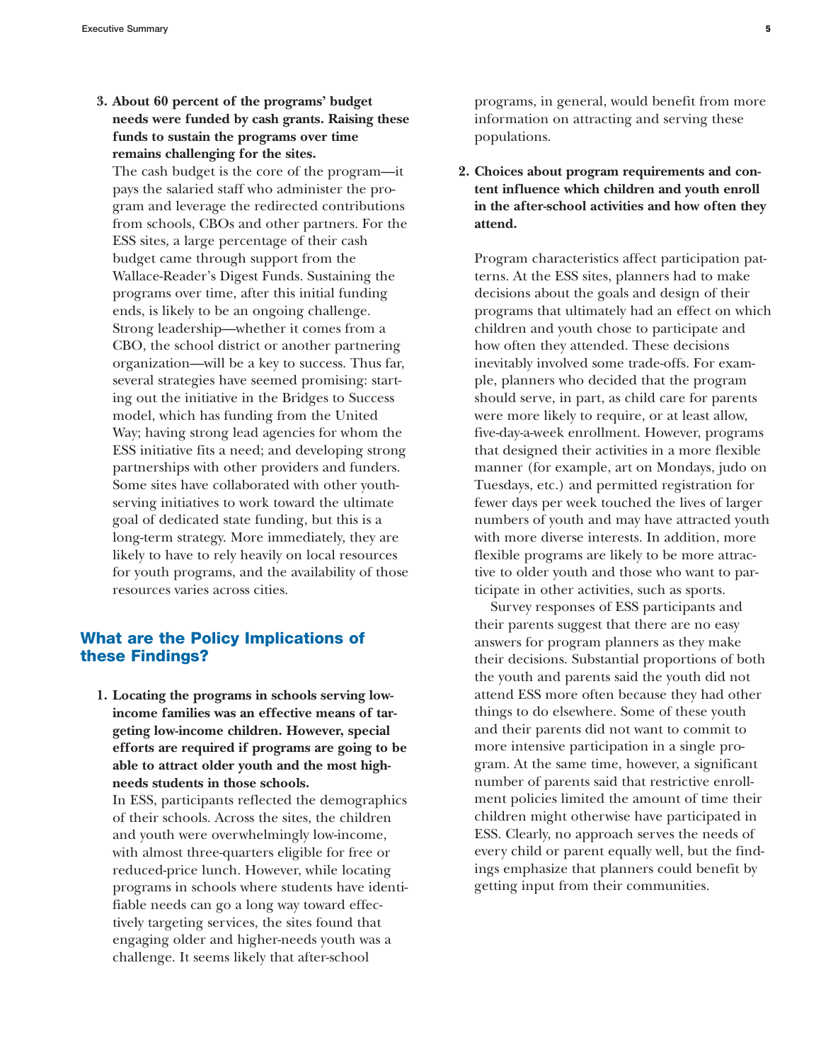3. **About 60 percent of the programs' budget needs were funded by cash grants. Raising these funds to sustain the programs over time remains challenging for the sites.**
   The cash budget is the core of the program—it pays the salaried staff who administer the program and leverage the redirected contributions from schools, CBOs and other partners. For the ESS sites, a large percentage of their cash budget came through support from the Wallace-Reader's Digest Funds. Sustaining the programs over time, after this initial funding ends, is likely to be an ongoing challenge. Strong leadership—whether it comes from a CBO, the school district or another partnering organization—will be a key to success. Thus far, several strategies have seemed promising: starting out the initiative in the Bridges to Success model, which has funding from the United Way; having strong lead agencies for whom the ESS initiative fits a need; and developing strong partnerships with other providers and funders. Some sites have collaborated with other youth-serving initiatives to work toward the ultimate goal of dedicated state funding, but this is a long-term strategy. More immediately, they are likely to have to rely heavily on local resources for youth programs, and the availability of those resources varies across cities.

## What are the Policy Implications of these Findings?

1. **Locating the programs in schools serving low-income families was an effective means of targeting low-income children. However, special efforts are required if programs are going to be able to attract older youth and the most high-needs students in those schools.**
   In ESS, participants reflected the demographics of their schools. Across the sites, the children and youth were overwhelmingly low-income, with almost three-quarters eligible for free or reduced-price lunch. However, while locating programs in schools where students have identifiable needs can go a long way toward effectively targeting services, the sites found that engaging older and higher-needs youth was a challenge. It seems likely that after-school programs, in general, would benefit from more information on attracting and serving these populations.

2. **Choices about program requirements and content influence which children and youth enroll in the after-school activities and how often they attend.**

   Program characteristics affect participation patterns. At the ESS sites, planners had to make decisions about the goals and design of their programs that ultimately had an effect on which children and youth chose to participate and how often they attended. These decisions inevitably involved some trade-offs. For example, planners who decided that the program should serve, in part, as child care for parents were more likely to require, or at least allow, five-day-a-week enrollment. However, programs that designed their activities in a more flexible manner (for example, art on Mondays, judo on Tuesdays, etc.) and permitted registration for fewer days per week touched the lives of larger numbers of youth and may have attracted youth with more diverse interests. In addition, more flexible programs are likely to be more attractive to older youth and those who want to participate in other activities, such as sports.

   Survey responses of ESS participants and their parents suggest that there are no easy answers for program planners as they make their decisions. Substantial proportions of both the youth and parents said the youth did not attend ESS more often because they had other things to do elsewhere. Some of these youth and their parents did not want to commit to more intensive participation in a single program. At the same time, however, a significant number of parents said that restrictive enrollment policies limited the amount of time their children might otherwise have participated in ESS. Clearly, no approach serves the needs of every child or parent equally well, but the findings emphasize that planners could benefit by getting input from their communities.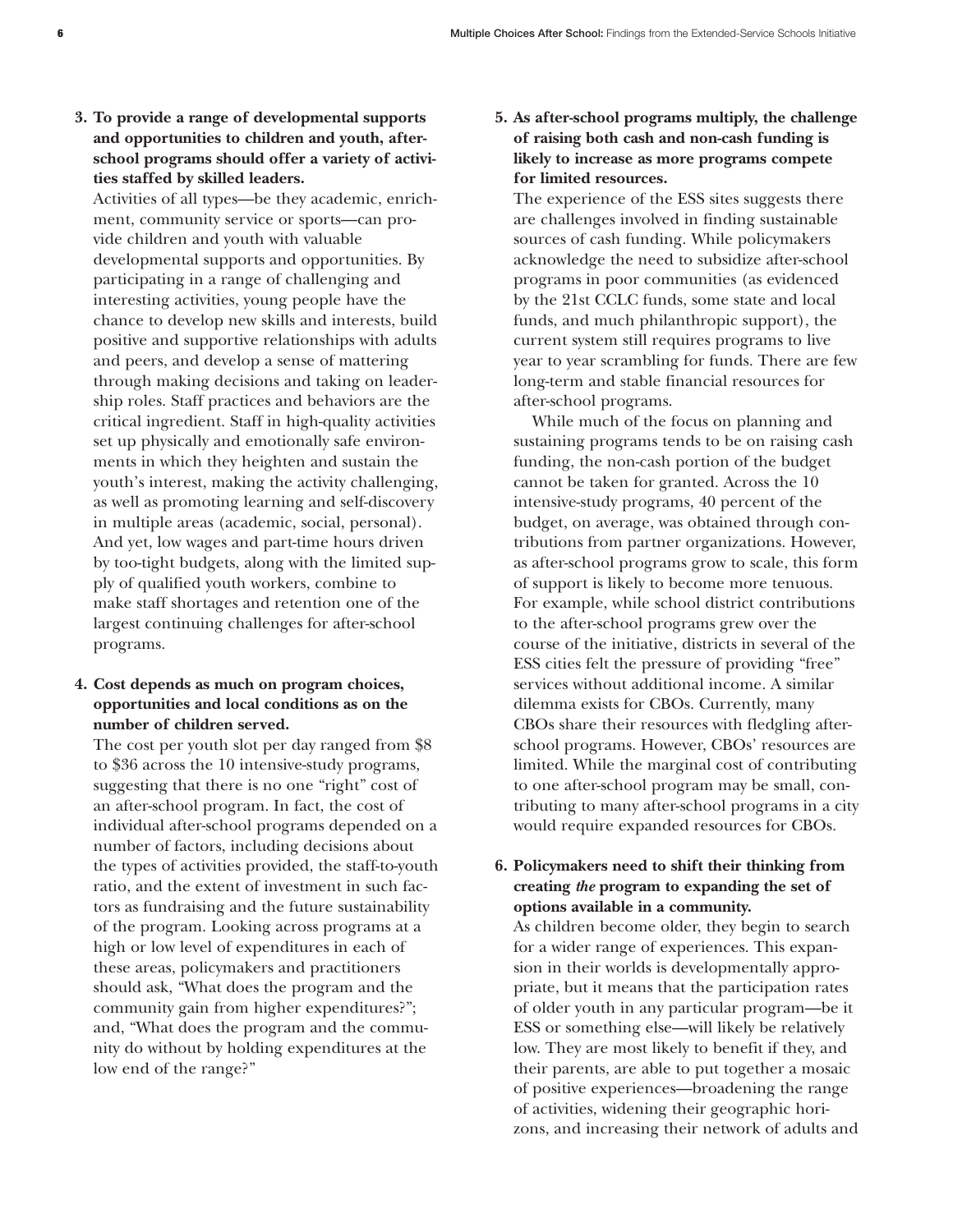**3. To provide a range of developmental supports and opportunities to children and youth, after-school programs should offer a variety of activities staffed by skilled leaders.**

Activities of all types—be they academic, enrichment, community service or sports—can provide children and youth with valuable developmental supports and opportunities. By participating in a range of challenging and interesting activities, young people have the chance to develop new skills and interests, build positive and supportive relationships with adults and peers, and develop a sense of mattering through making decisions and taking on leadership roles. Staff practices and behaviors are the critical ingredient. Staff in high-quality activities set up physically and emotionally safe environments in which they heighten and sustain the youth's interest, making the activity challenging, as well as promoting learning and self-discovery in multiple areas (academic, social, personal). And yet, low wages and part-time hours driven by too-tight budgets, along with the limited supply of qualified youth workers, combine to make staff shortages and retention one of the largest continuing challenges for after-school programs.

**4. Cost depends as much on program choices, opportunities and local conditions as on the number of children served.**

The cost per youth slot per day ranged from $8 to $36 across the 10 intensive-study programs, suggesting that there is no one "right" cost of an after-school program. In fact, the cost of individual after-school programs depended on a number of factors, including decisions about the types of activities provided, the staff-to-youth ratio, and the extent of investment in such factors as fundraising and the future sustainability of the program. Looking across programs at a high or low level of expenditures in each of these areas, policymakers and practitioners should ask, "What does the program and the community gain from higher expenditures?"; and, "What does the program and the community do without by holding expenditures at the low end of the range?"

**5. As after-school programs multiply, the challenge of raising both cash and non-cash funding is likely to increase as more programs compete for limited resources.**

The experience of the ESS sites suggests there are challenges involved in finding sustainable sources of cash funding. While policymakers acknowledge the need to subsidize after-school programs in poor communities (as evidenced by the 21st CCLC funds, some state and local funds, and much philanthropic support), the current system still requires programs to live year to year scrambling for funds. There are few long-term and stable financial resources for after-school programs.

While much of the focus on planning and sustaining programs tends to be on raising cash funding, the non-cash portion of the budget cannot be taken for granted. Across the 10 intensive-study programs, 40 percent of the budget, on average, was obtained through contributions from partner organizations. However, as after-school programs grow to scale, this form of support is likely to become more tenuous. For example, while school district contributions to the after-school programs grew over the course of the initiative, districts in several of the ESS cities felt the pressure of providing "free" services without additional income. A similar dilemma exists for CBOs. Currently, many CBOs share their resources with fledgling after-school programs. However, CBOs' resources are limited. While the marginal cost of contributing to one after-school program may be small, contributing to many after-school programs in a city would require expanded resources for CBOs.

**6. Policymakers need to shift their thinking from creating *the* program to expanding the set of options available in a community.**

As children become older, they begin to search for a wider range of experiences. This expansion in their worlds is developmentally appropriate, but it means that the participation rates of older youth in any particular program—be it ESS or something else—will likely be relatively low. They are most likely to benefit if they, and their parents, are able to put together a mosaic of positive experiences—broadening the range of activities, widening their geographic horizons, and increasing their network of adults and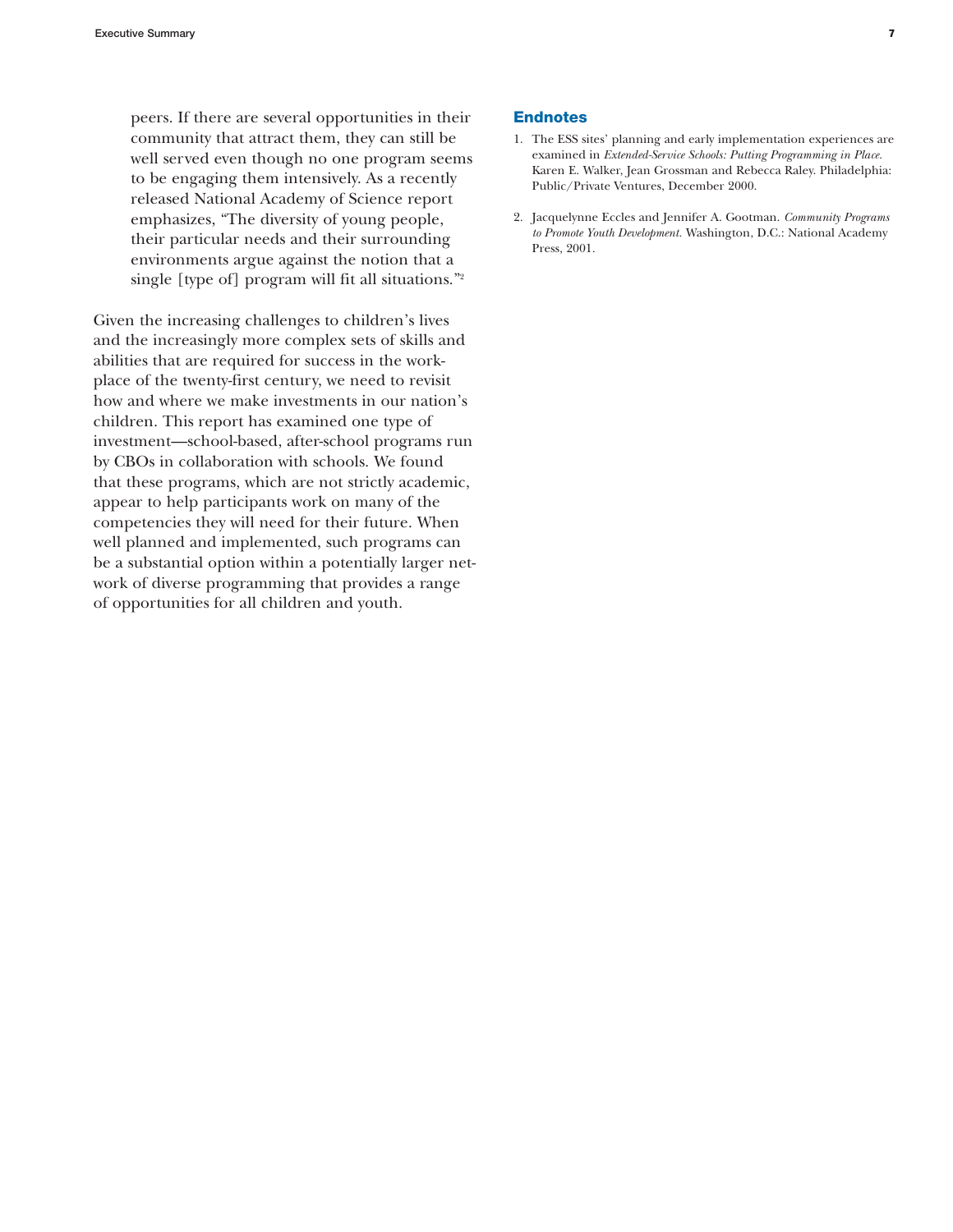peers. If there are several opportunities in their community that attract them, they can still be well served even though no one program seems to be engaging them intensively. As a recently released National Academy of Science report emphasizes, "The diversity of young people, their particular needs and their surrounding environments argue against the notion that a single [type of] program will fit all situations."[2]

Given the increasing challenges to children's lives and the increasingly more complex sets of skills and abilities that are required for success in the workplace of the twenty-first century, we need to revisit how and where we make investments in our nation's children. This report has examined one type of investment—school-based, after-school programs run by CBOs in collaboration with schools. We found that these programs, which are not strictly academic, appear to help participants work on many of the competencies they will need for their future. When well planned and implemented, such programs can be a substantial option within a potentially larger network of diverse programming that provides a range of opportunities for all children and youth.

## Endnotes

1. The ESS sites' planning and early implementation experiences are examined in *Extended-Service Schools: Putting Programming in Place*. Karen E. Walker, Jean Grossman and Rebecca Raley. Philadelphia: Public/Private Ventures, December 2000.

2. Jacquelynne Eccles and Jennifer A. Gootman. *Community Programs to Promote Youth Development*. Washington, D.C.: National Academy Press, 2001.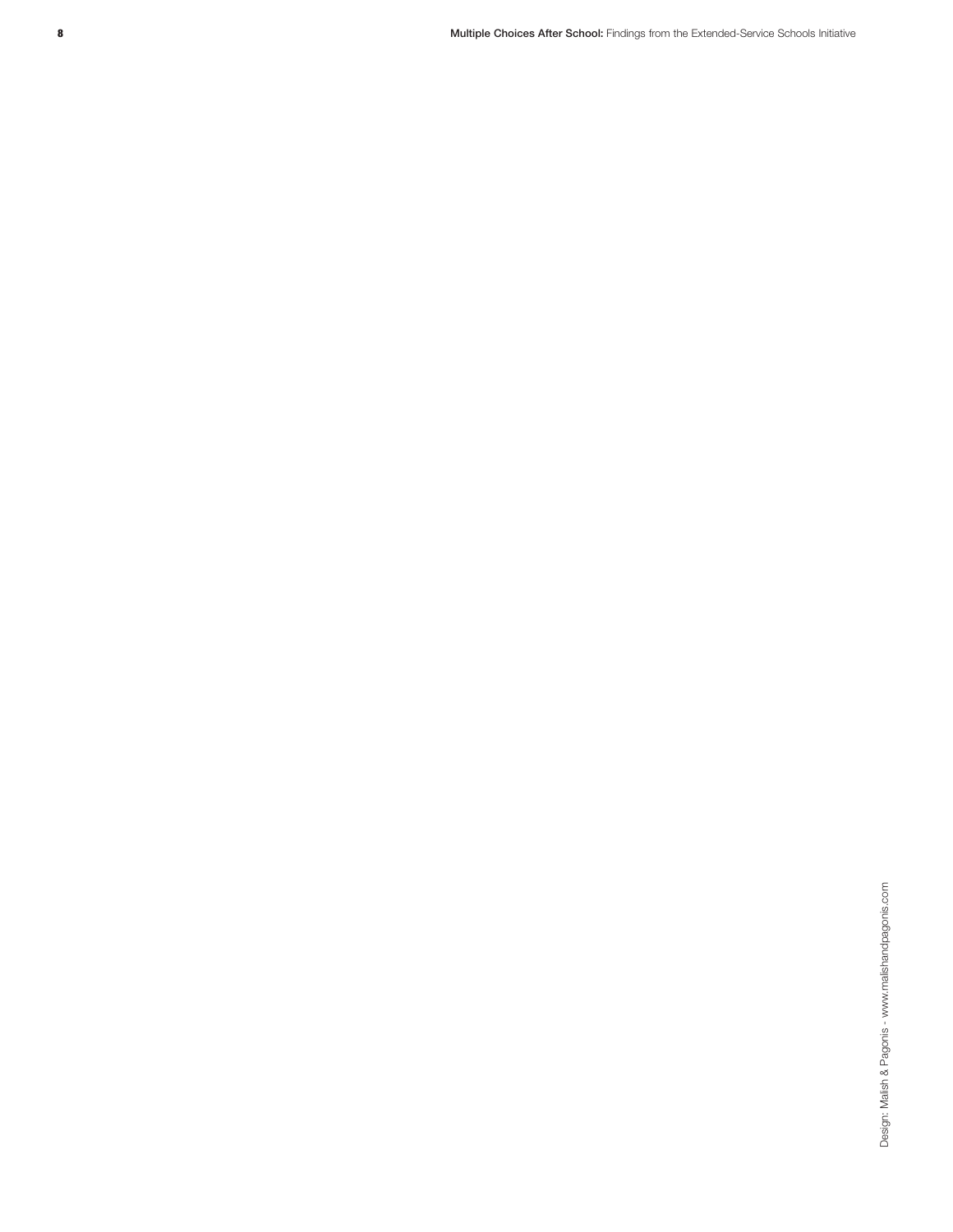Design: Malish & Pagonis - www.malishandpagonis.com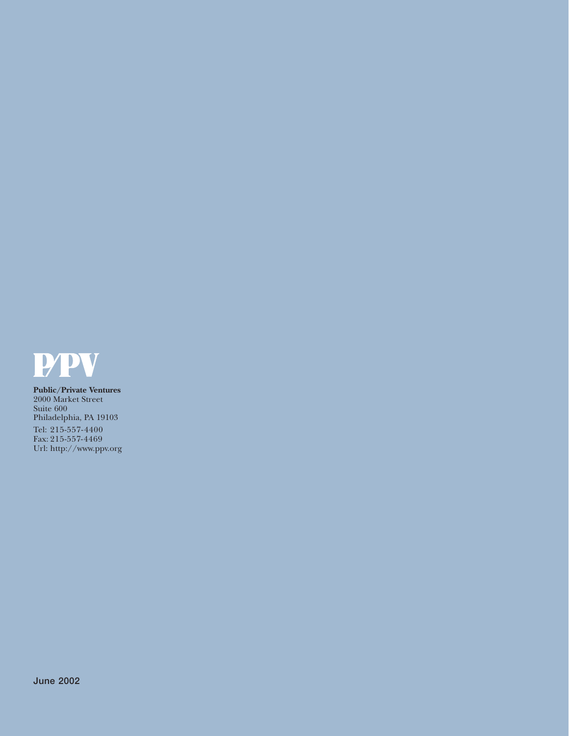P/PV

**Public/Private Ventures**
2000 Market Street
Suite 600
Philadelphia, PA 19103

Tel: 215-557-4400
Fax: 215-557-4469
Url: http://www.ppv.org

**June 2002**